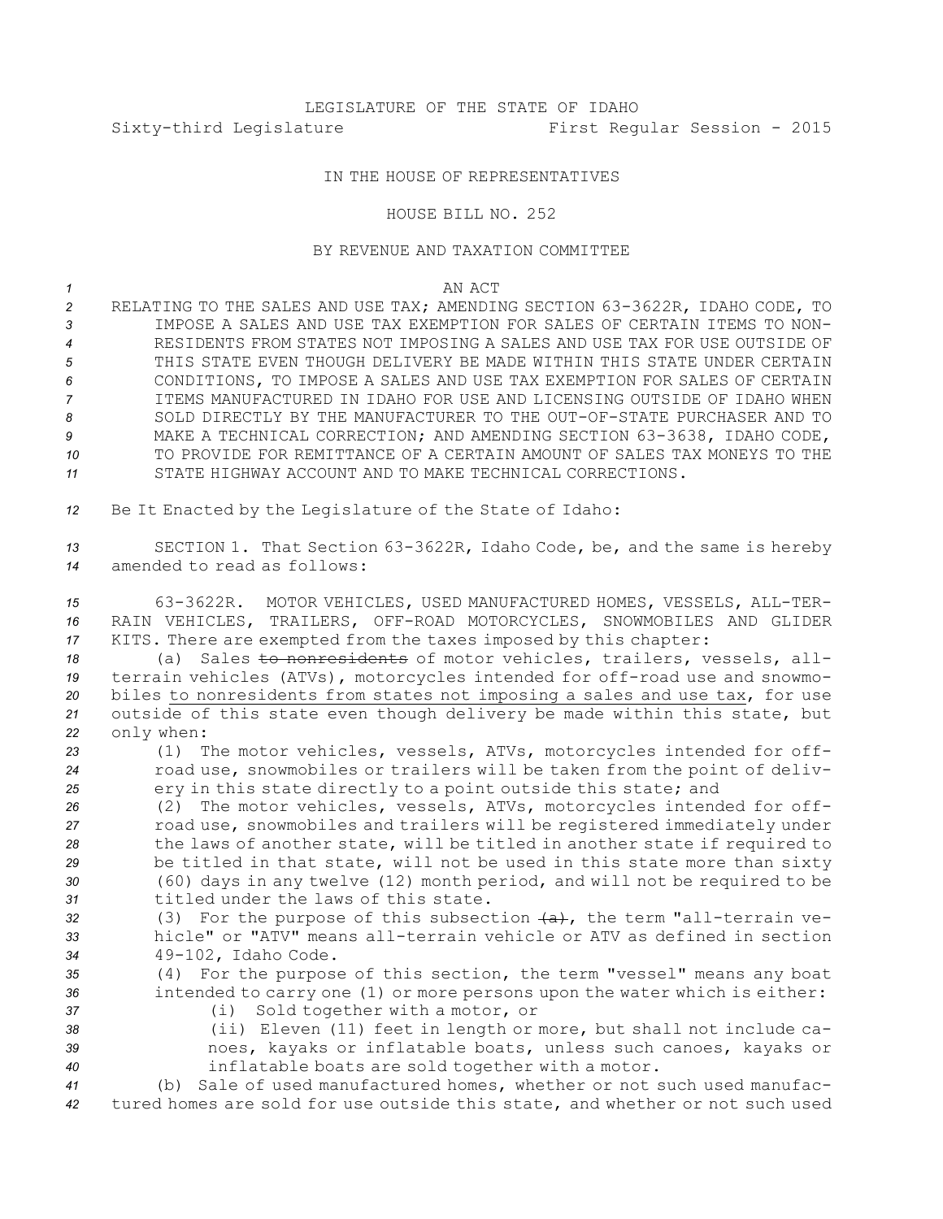LEGISLATURE OF THE STATE OF IDAHO
Sixty-third Legislature First Regular Session - 2015

IN THE HOUSE OF REPRESENTATIVES

HOUSE BILL NO. 252

BY REVENUE AND TAXATION COMMITTEE

AN ACT

RELATING TO THE SALES AND USE TAX; AMENDING SECTION 63-3622R, IDAHO CODE, TO IMPOSE A SALES AND USE TAX EXEMPTION FOR SALES OF CERTAIN ITEMS TO NONRESIDENTS FROM STATES NOT IMPOSING A SALES AND USE TAX FOR USE OUTSIDE OF THIS STATE EVEN THOUGH DELIVERY BE MADE WITHIN THIS STATE UNDER CERTAIN CONDITIONS, TO IMPOSE A SALES AND USE TAX EXEMPTION FOR SALES OF CERTAIN ITEMS MANUFACTURED IN IDAHO FOR USE AND LICENSING OUTSIDE OF IDAHO WHEN SOLD DIRECTLY BY THE MANUFACTURER TO THE OUT-OF-STATE PURCHASER AND TO MAKE A TECHNICAL CORRECTION; AND AMENDING SECTION 63-3638, IDAHO CODE, TO PROVIDE FOR REMITTANCE OF A CERTAIN AMOUNT OF SALES TAX MONEYS TO THE STATE HIGHWAY ACCOUNT AND TO MAKE TECHNICAL CORRECTIONS.

Be It Enacted by the Legislature of the State of Idaho:

SECTION 1. That Section 63-3622R, Idaho Code, be, and the same is hereby amended to read as follows:

63-3622R. MOTOR VEHICLES, USED MANUFACTURED HOMES, VESSELS, ALL-TERRAIN VEHICLES, TRAILERS, OFF-ROAD MOTORCYCLES, SNOWMOBILES AND GLIDER KITS. There are exempted from the taxes imposed by this chapter:

(a) Sales ~~to nonresidents~~ of motor vehicles, trailers, vessels, all-terrain vehicles (ATVs), motorcycles intended for off-road use and snowmobiles to nonresidents from states not imposing a sales and use tax, for use outside of this state even though delivery be made within this state, but only when:

(1) The motor vehicles, vessels, ATVs, motorcycles intended for off-road use, snowmobiles or trailers will be taken from the point of delivery in this state directly to a point outside this state; and

(2) The motor vehicles, vessels, ATVs, motorcycles intended for off-road use, snowmobiles and trailers will be registered immediately under the laws of another state, will be titled in another state if required to be titled in that state, will not be used in this state more than sixty (60) days in any twelve (12) month period, and will not be required to be titled under the laws of this state.

(3) For the purpose of this subsection ~~(a)~~, the term "all-terrain vehicle" or "ATV" means all-terrain vehicle or ATV as defined in section 49-102, Idaho Code.

(4) For the purpose of this section, the term "vessel" means any boat intended to carry one (1) or more persons upon the water which is either:

(i) Sold together with a motor, or

(ii) Eleven (11) feet in length or more, but shall not include canoes, kayaks or inflatable boats, unless such canoes, kayaks or inflatable boats are sold together with a motor.

(b) Sale of used manufactured homes, whether or not such used manufactured homes are sold for use outside this state, and whether or not such used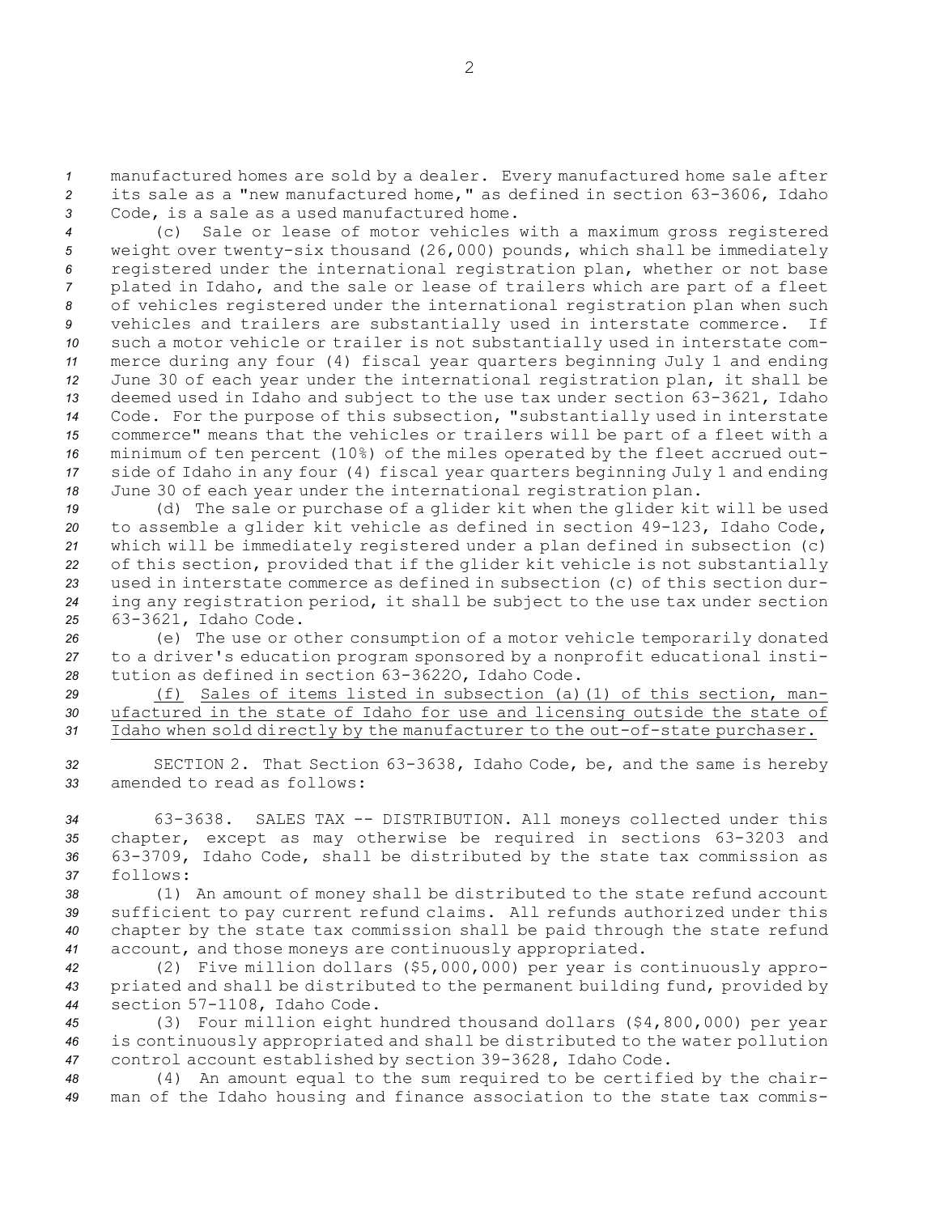manufactured homes are sold by a dealer. Every manufactured home sale after its sale as a "new manufactured home," as defined in section 63-3606, Idaho Code, is a sale as a used manufactured home.

(c) Sale or lease of motor vehicles with a maximum gross registered weight over twenty-six thousand (26,000) pounds, which shall be immediately registered under the international registration plan, whether or not base plated in Idaho, and the sale or lease of trailers which are part of a fleet of vehicles registered under the international registration plan when such vehicles and trailers are substantially used in interstate commerce. If such a motor vehicle or trailer is not substantially used in interstate commerce during any four (4) fiscal year quarters beginning July 1 and ending June 30 of each year under the international registration plan, it shall be deemed used in Idaho and subject to the use tax under section 63-3621, Idaho Code. For the purpose of this subsection, "substantially used in interstate commerce" means that the vehicles or trailers will be part of a fleet with a minimum of ten percent (10%) of the miles operated by the fleet accrued outside of Idaho in any four (4) fiscal year quarters beginning July 1 and ending June 30 of each year under the international registration plan.

(d) The sale or purchase of a glider kit when the glider kit will be used to assemble a glider kit vehicle as defined in section 49-123, Idaho Code, which will be immediately registered under a plan defined in subsection (c) of this section, provided that if the glider kit vehicle is not substantially used in interstate commerce as defined in subsection (c) of this section during any registration period, it shall be subject to the use tax under section 63-3621, Idaho Code.

(e) The use or other consumption of a motor vehicle temporarily donated to a driver's education program sponsored by a nonprofit educational institution as defined in section 63-3622O, Idaho Code.

(f) Sales of items listed in subsection (a)(1) of this section, manufactured in the state of Idaho for use and licensing outside the state of Idaho when sold directly by the manufacturer to the out-of-state purchaser.

SECTION 2. That Section 63-3638, Idaho Code, be, and the same is hereby amended to read as follows:

63-3638. SALES TAX -- DISTRIBUTION. All moneys collected under this chapter, except as may otherwise be required in sections 63-3203 and 63-3709, Idaho Code, shall be distributed by the state tax commission as follows:

(1) An amount of money shall be distributed to the state refund account sufficient to pay current refund claims. All refunds authorized under this chapter by the state tax commission shall be paid through the state refund account, and those moneys are continuously appropriated.

(2) Five million dollars ($5,000,000) per year is continuously appropriated and shall be distributed to the permanent building fund, provided by section 57-1108, Idaho Code.

(3) Four million eight hundred thousand dollars ($4,800,000) per year is continuously appropriated and shall be distributed to the water pollution control account established by section 39-3628, Idaho Code.

(4) An amount equal to the sum required to be certified by the chairman of the Idaho housing and finance association to the state tax commis-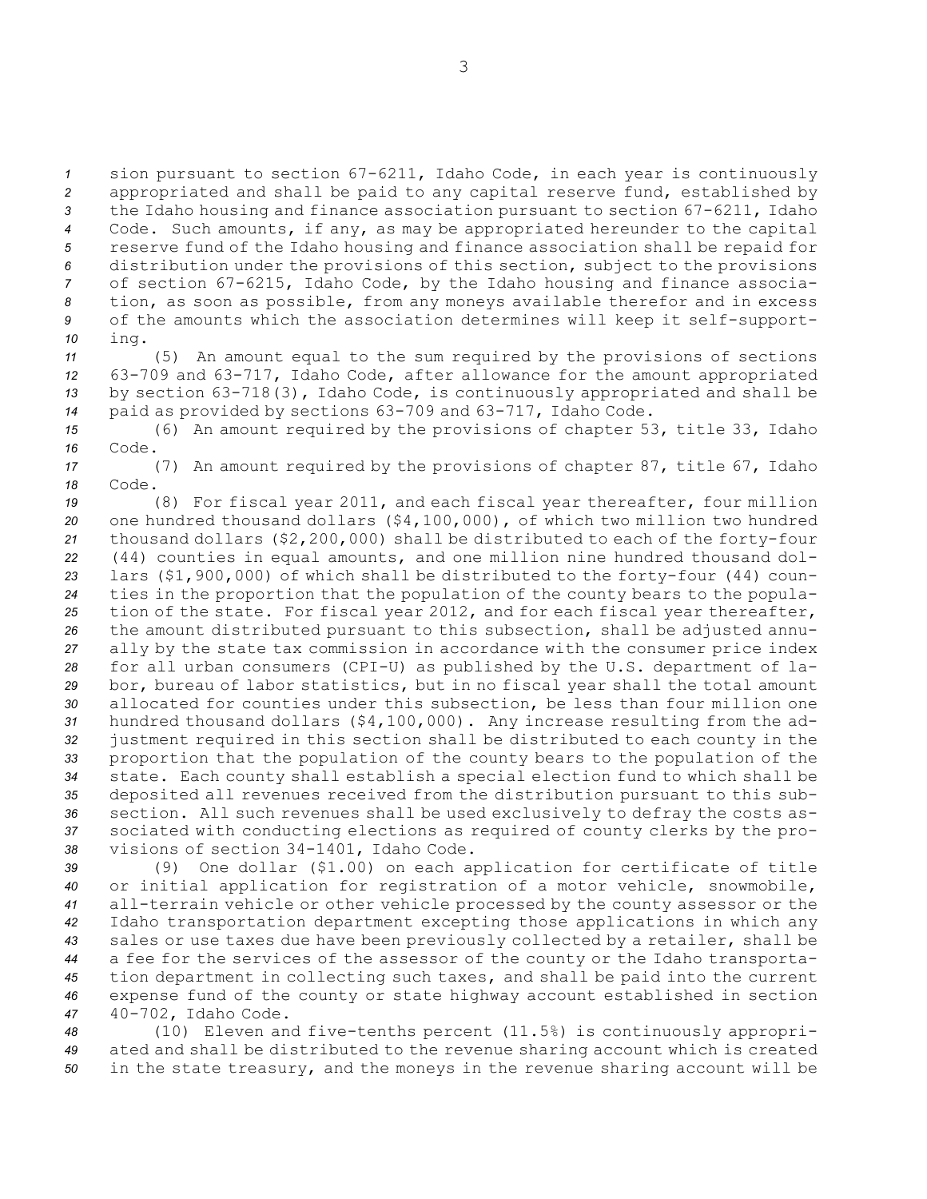sion pursuant to section 67-6211, Idaho Code, in each year is continuously appropriated and shall be paid to any capital reserve fund, established by the Idaho housing and finance association pursuant to section 67-6211, Idaho Code. Such amounts, if any, as may be appropriated hereunder to the capital reserve fund of the Idaho housing and finance association shall be repaid for distribution under the provisions of this section, subject to the provisions of section 67-6215, Idaho Code, by the Idaho housing and finance association, as soon as possible, from any moneys available therefor and in excess of the amounts which the association determines will keep it self-supporting.

(5) An amount equal to the sum required by the provisions of sections 63-709 and 63-717, Idaho Code, after allowance for the amount appropriated by section 63-718(3), Idaho Code, is continuously appropriated and shall be paid as provided by sections 63-709 and 63-717, Idaho Code.

(6) An amount required by the provisions of chapter 53, title 33, Idaho Code.

(7) An amount required by the provisions of chapter 87, title 67, Idaho Code.

(8) For fiscal year 2011, and each fiscal year thereafter, four million one hundred thousand dollars ($4,100,000), of which two million two hundred thousand dollars ($2,200,000) shall be distributed to each of the forty-four (44) counties in equal amounts, and one million nine hundred thousand dollars ($1,900,000) of which shall be distributed to the forty-four (44) counties in the proportion that the population of the county bears to the population of the state. For fiscal year 2012, and for each fiscal year thereafter, the amount distributed pursuant to this subsection, shall be adjusted annually by the state tax commission in accordance with the consumer price index for all urban consumers (CPI-U) as published by the U.S. department of labor, bureau of labor statistics, but in no fiscal year shall the total amount allocated for counties under this subsection, be less than four million one hundred thousand dollars ($4,100,000). Any increase resulting from the adjustment required in this section shall be distributed to each county in the proportion that the population of the county bears to the population of the state. Each county shall establish a special election fund to which shall be deposited all revenues received from the distribution pursuant to this subsection. All such revenues shall be used exclusively to defray the costs associated with conducting elections as required of county clerks by the provisions of section 34-1401, Idaho Code.

(9) One dollar ($1.00) on each application for certificate of title or initial application for registration of a motor vehicle, snowmobile, all-terrain vehicle or other vehicle processed by the county assessor or the Idaho transportation department excepting those applications in which any sales or use taxes due have been previously collected by a retailer, shall be a fee for the services of the assessor of the county or the Idaho transportation department in collecting such taxes, and shall be paid into the current expense fund of the county or state highway account established in section 40-702, Idaho Code.

(10) Eleven and five-tenths percent (11.5%) is continuously appropriated and shall be distributed to the revenue sharing account which is created in the state treasury, and the moneys in the revenue sharing account will be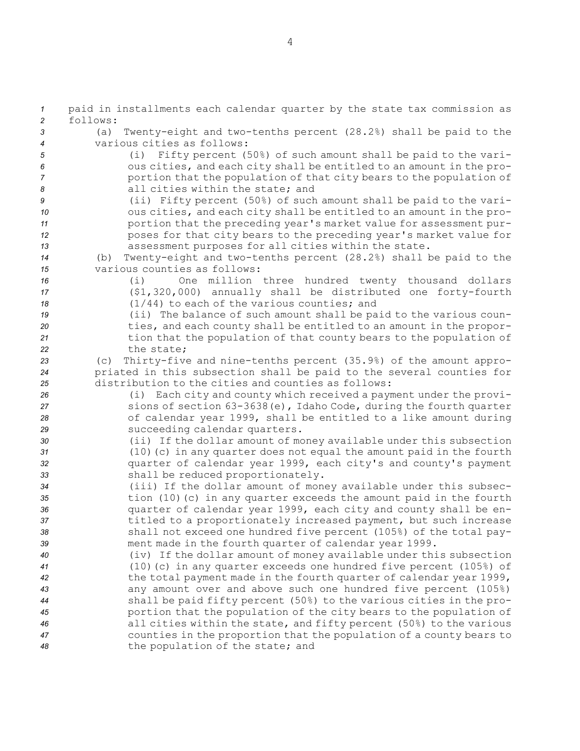paid in installments each calendar quarter by the state tax commission as follows:

(a) Twenty-eight and two-tenths percent (28.2%) shall be paid to the various cities as follows:

(i) Fifty percent (50%) of such amount shall be paid to the various cities, and each city shall be entitled to an amount in the proportion that the population of that city bears to the population of all cities within the state; and

(ii) Fifty percent (50%) of such amount shall be paid to the various cities, and each city shall be entitled to an amount in the proportion that the preceding year's market value for assessment purposes for that city bears to the preceding year's market value for assessment purposes for all cities within the state.

(b) Twenty-eight and two-tenths percent (28.2%) shall be paid to the various counties as follows:

(i) One million three hundred twenty thousand dollars ($1,320,000) annually shall be distributed one forty-fourth (1/44) to each of the various counties; and

(ii) The balance of such amount shall be paid to the various counties, and each county shall be entitled to an amount in the proportion that the population of that county bears to the population of the state;

(c) Thirty-five and nine-tenths percent (35.9%) of the amount appropriated in this subsection shall be paid to the several counties for distribution to the cities and counties as follows:

(i) Each city and county which received a payment under the provisions of section 63-3638(e), Idaho Code, during the fourth quarter of calendar year 1999, shall be entitled to a like amount during succeeding calendar quarters.

(ii) If the dollar amount of money available under this subsection (10)(c) in any quarter does not equal the amount paid in the fourth quarter of calendar year 1999, each city's and county's payment shall be reduced proportionately.

(iii) If the dollar amount of money available under this subsection (10)(c) in any quarter exceeds the amount paid in the fourth quarter of calendar year 1999, each city and county shall be entitled to a proportionately increased payment, but such increase shall not exceed one hundred five percent (105%) of the total payment made in the fourth quarter of calendar year 1999.

(iv) If the dollar amount of money available under this subsection (10)(c) in any quarter exceeds one hundred five percent (105%) of the total payment made in the fourth quarter of calendar year 1999, any amount over and above such one hundred five percent (105%) shall be paid fifty percent (50%) to the various cities in the proportion that the population of the city bears to the population of all cities within the state, and fifty percent (50%) to the various counties in the proportion that the population of a county bears to the population of the state; and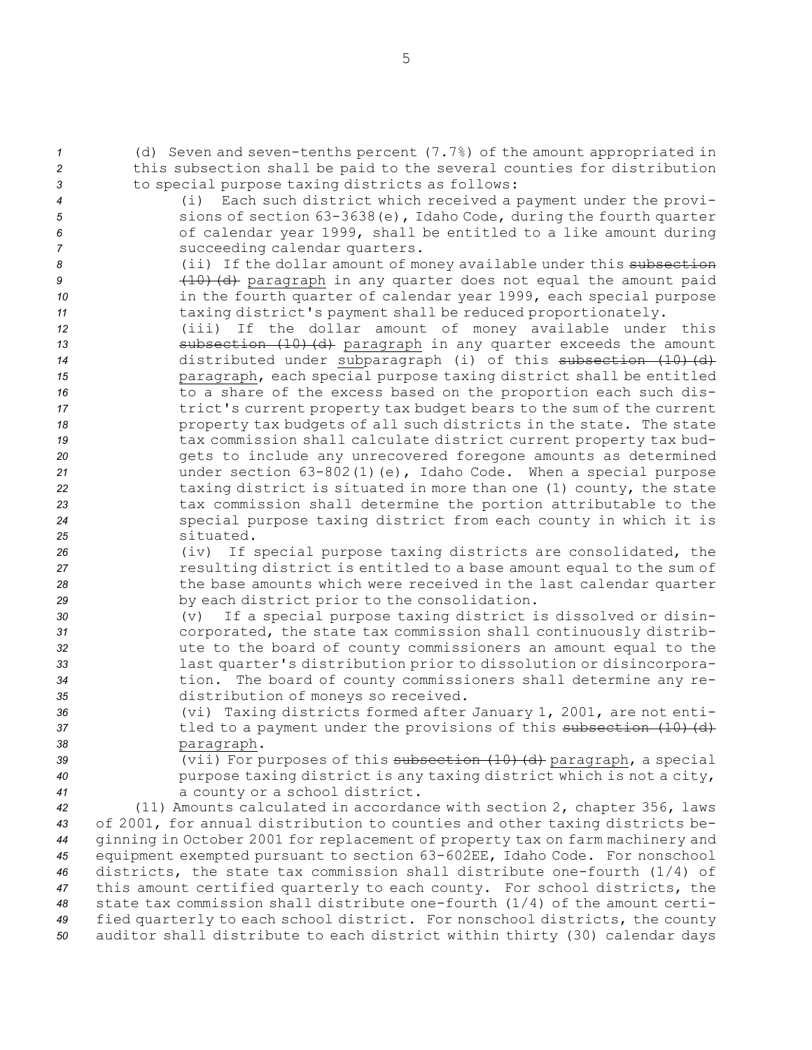(d) Seven and seven-tenths percent (7.7%) of the amount appropriated in this subsection shall be paid to the several counties for distribution to special purpose taxing districts as follows:

(i) Each such district which received a payment under the provisions of section 63-3638(e), Idaho Code, during the fourth quarter of calendar year 1999, shall be entitled to a like amount during succeeding calendar quarters.

(ii) If the dollar amount of money available under this ~~subsection (10)(d)~~ paragraph in any quarter does not equal the amount paid in the fourth quarter of calendar year 1999, each special purpose taxing district's payment shall be reduced proportionately.

(iii) If the dollar amount of money available under this ~~subsection (10)(d)~~ paragraph in any quarter exceeds the amount distributed under subparagraph (i) of this ~~subsection (10)(d)~~ paragraph, each special purpose taxing district shall be entitled to a share of the excess based on the proportion each such district's current property tax budget bears to the sum of the current property tax budgets of all such districts in the state. The state tax commission shall calculate district current property tax budgets to include any unrecovered foregone amounts as determined under section 63-802(1)(e), Idaho Code. When a special purpose taxing district is situated in more than one (1) county, the state tax commission shall determine the portion attributable to the special purpose taxing district from each county in which it is situated.

(iv) If special purpose taxing districts are consolidated, the resulting district is entitled to a base amount equal to the sum of the base amounts which were received in the last calendar quarter by each district prior to the consolidation.

(v) If a special purpose taxing district is dissolved or disincorporated, the state tax commission shall continuously distribute to the board of county commissioners an amount equal to the last quarter's distribution prior to dissolution or disincorporation. The board of county commissioners shall determine any redistribution of moneys so received.

(vi) Taxing districts formed after January 1, 2001, are not entitled to a payment under the provisions of this ~~subsection (10)(d)~~ paragraph.

(vii) For purposes of this ~~subsection (10)(d)~~ paragraph, a special purpose taxing district is any taxing district which is not a city, a county or a school district.

(11) Amounts calculated in accordance with section 2, chapter 356, laws of 2001, for annual distribution to counties and other taxing districts beginning in October 2001 for replacement of property tax on farm machinery and equipment exempted pursuant to section 63-602EE, Idaho Code. For nonschool districts, the state tax commission shall distribute one-fourth (1/4) of this amount certified quarterly to each county. For school districts, the state tax commission shall distribute one-fourth (1/4) of the amount certified quarterly to each school district. For nonschool districts, the county auditor shall distribute to each district within thirty (30) calendar days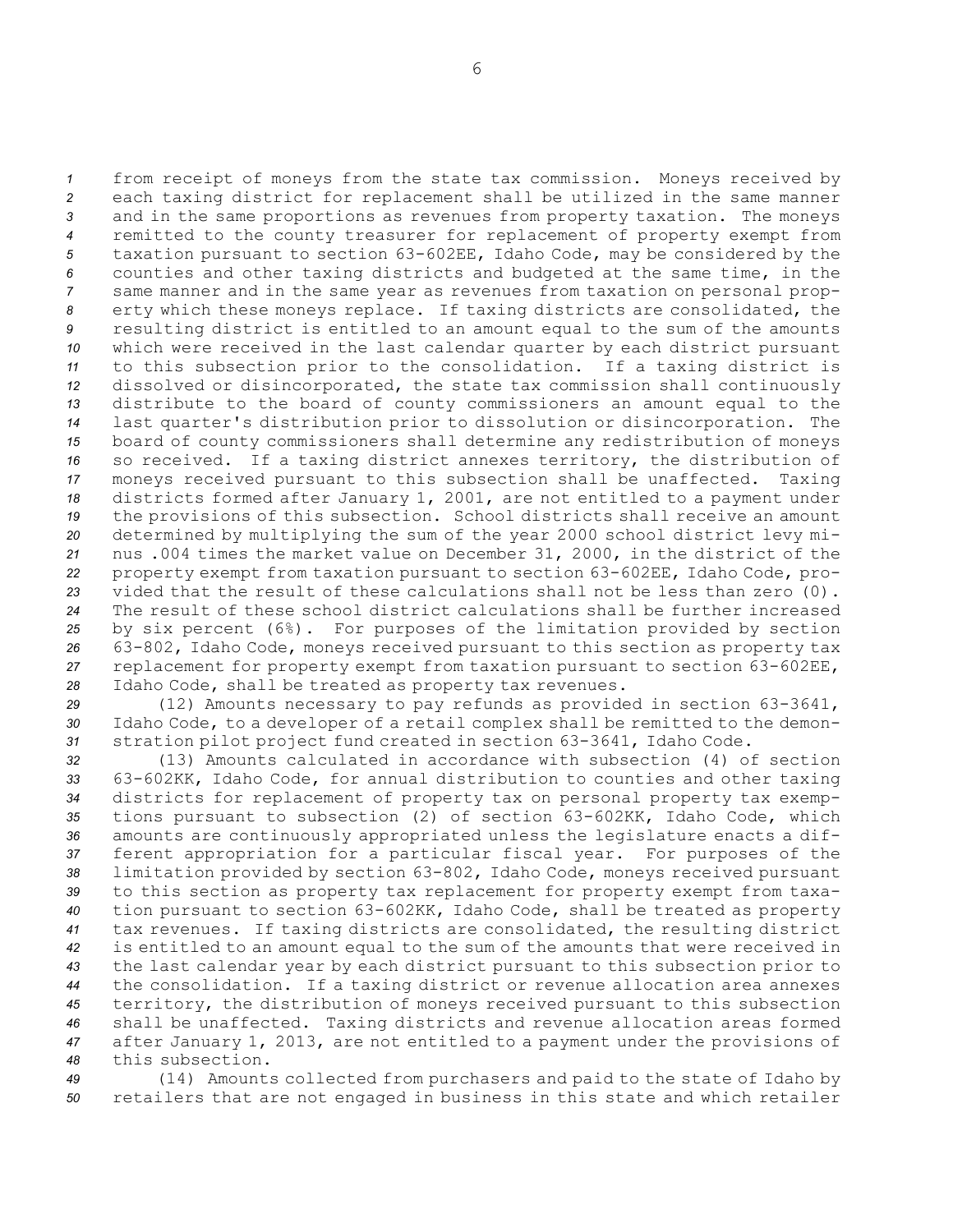from receipt of moneys from the state tax commission. Moneys received by each taxing district for replacement shall be utilized in the same manner and in the same proportions as revenues from property taxation. The moneys remitted to the county treasurer for replacement of property exempt from taxation pursuant to section 63-602EE, Idaho Code, may be considered by the counties and other taxing districts and budgeted at the same time, in the same manner and in the same year as revenues from taxation on personal property which these moneys replace. If taxing districts are consolidated, the resulting district is entitled to an amount equal to the sum of the amounts which were received in the last calendar quarter by each district pursuant to this subsection prior to the consolidation. If a taxing district is dissolved or disincorporated, the state tax commission shall continuously distribute to the board of county commissioners an amount equal to the last quarter's distribution prior to dissolution or disincorporation. The board of county commissioners shall determine any redistribution of moneys so received. If a taxing district annexes territory, the distribution of moneys received pursuant to this subsection shall be unaffected. Taxing districts formed after January 1, 2001, are not entitled to a payment under the provisions of this subsection. School districts shall receive an amount determined by multiplying the sum of the year 2000 school district levy minus .004 times the market value on December 31, 2000, in the district of the property exempt from taxation pursuant to section 63-602EE, Idaho Code, provided that the result of these calculations shall not be less than zero (0). The result of these school district calculations shall be further increased by six percent (6%). For purposes of the limitation provided by section 63-802, Idaho Code, moneys received pursuant to this section as property tax replacement for property exempt from taxation pursuant to section 63-602EE, Idaho Code, shall be treated as property tax revenues.

(12) Amounts necessary to pay refunds as provided in section 63-3641, Idaho Code, to a developer of a retail complex shall be remitted to the demonstration pilot project fund created in section 63-3641, Idaho Code.

(13) Amounts calculated in accordance with subsection (4) of section 63-602KK, Idaho Code, for annual distribution to counties and other taxing districts for replacement of property tax on personal property tax exemptions pursuant to subsection (2) of section 63-602KK, Idaho Code, which amounts are continuously appropriated unless the legislature enacts a different appropriation for a particular fiscal year. For purposes of the limitation provided by section 63-802, Idaho Code, moneys received pursuant to this section as property tax replacement for property exempt from taxation pursuant to section 63-602KK, Idaho Code, shall be treated as property tax revenues. If taxing districts are consolidated, the resulting district is entitled to an amount equal to the sum of the amounts that were received in the last calendar year by each district pursuant to this subsection prior to the consolidation. If a taxing district or revenue allocation area annexes territory, the distribution of moneys received pursuant to this subsection shall be unaffected. Taxing districts and revenue allocation areas formed after January 1, 2013, are not entitled to a payment under the provisions of this subsection.

(14) Amounts collected from purchasers and paid to the state of Idaho by retailers that are not engaged in business in this state and which retailer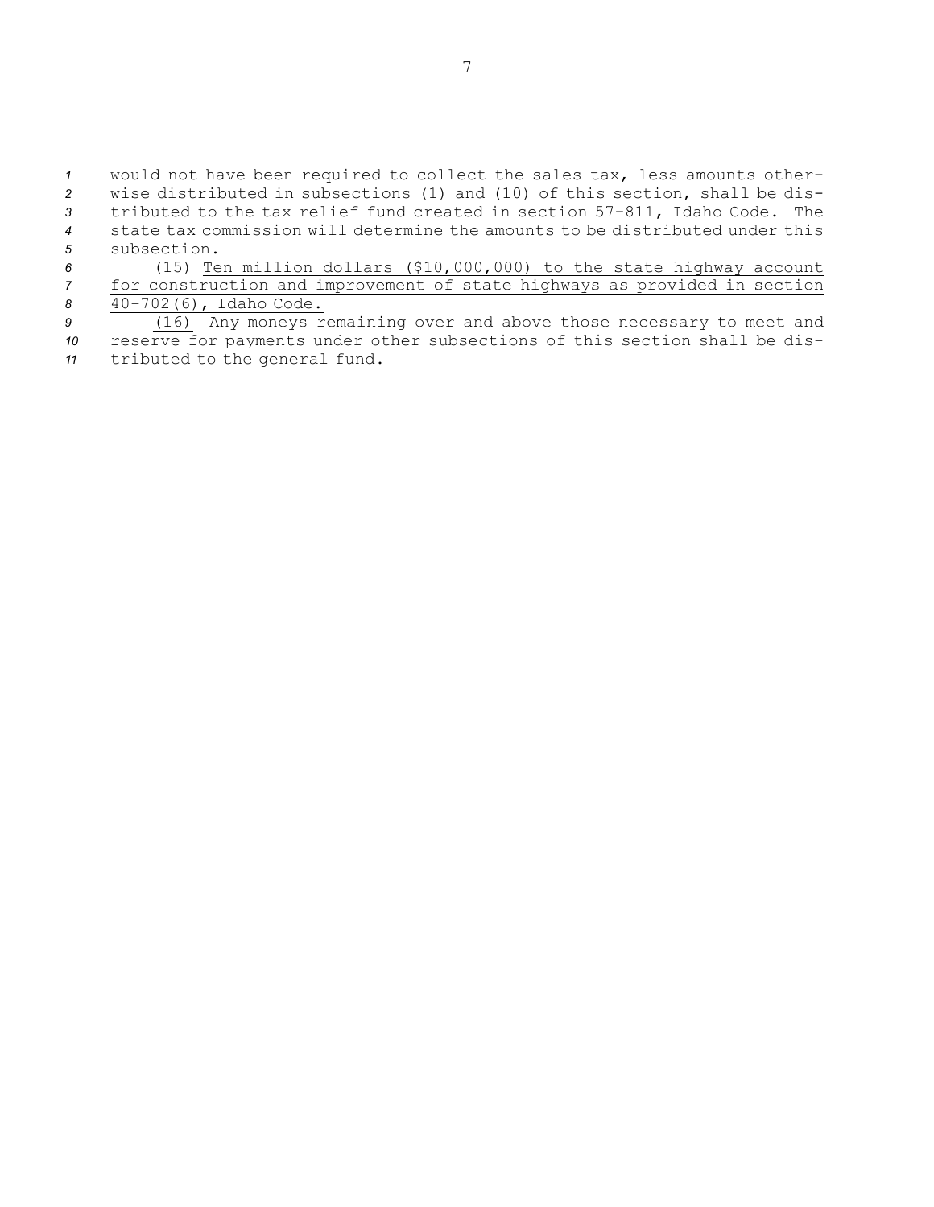would not have been required to collect the sales tax, less amounts otherwise distributed in subsections (1) and (10) of this section, shall be distributed to the tax relief fund created in section 57-811, Idaho Code. The state tax commission will determine the amounts to be distributed under this subsection.

(15) Ten million dollars ($10,000,000) to the state highway account for construction and improvement of state highways as provided in section 40-702(6), Idaho Code.

(16) Any moneys remaining over and above those necessary to meet and reserve for payments under other subsections of this section shall be distributed to the general fund.